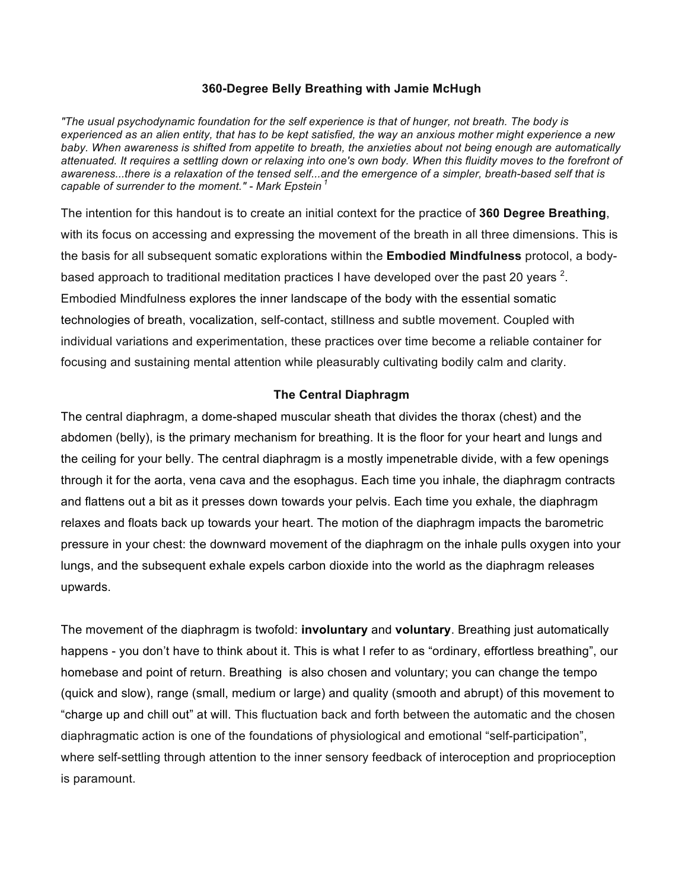# 360-Degree Belly Breathing with Jamie McHugh

*"The usual psychodynamic foundation for the self experience is that of hunger, not breath. The body is experienced as an alien entity, that has to be kept satisfied, the way an anxious mother might experience a new baby. When awareness is shifted from appetite to breath, the anxieties about not being enough are automatically attenuated. It requires a settling down or relaxing into one's own body. When this fluidity moves to the forefront of awareness...there is a relaxation of the tensed self...and the emergence of a simpler, breath-based self that is capable of surrender to the moment." - Mark Epstein* [1]

The intention for this handout is to create an initial context for the practice of **360 Degree Breathing**, with its focus on accessing and expressing the movement of the breath in all three dimensions. This is the basis for all subsequent somatic explorations within the **Embodied Mindfulness** protocol, a body-based approach to traditional meditation practices I have developed over the past 20 years [2]. Embodied Mindfulness explores the inner landscape of the body with the essential somatic technologies of breath, vocalization, self-contact, stillness and subtle movement. Coupled with individual variations and experimentation, these practices over time become a reliable container for focusing and sustaining mental attention while pleasurably cultivating bodily calm and clarity.

## The Central Diaphragm

The central diaphragm, a dome-shaped muscular sheath that divides the thorax (chest) and the abdomen (belly), is the primary mechanism for breathing. It is the floor for your heart and lungs and the ceiling for your belly. The central diaphragm is a mostly impenetrable divide, with a few openings through it for the aorta, vena cava and the esophagus. Each time you inhale, the diaphragm contracts and flattens out a bit as it presses down towards your pelvis. Each time you exhale, the diaphragm relaxes and floats back up towards your heart. The motion of the diaphragm impacts the barometric pressure in your chest: the downward movement of the diaphragm on the inhale pulls oxygen into your lungs, and the subsequent exhale expels carbon dioxide into the world as the diaphragm releases upwards.

The movement of the diaphragm is twofold: **involuntary** and **voluntary**. Breathing just automatically happens - you don't have to think about it. This is what I refer to as "ordinary, effortless breathing", our homebase and point of return. Breathing is also chosen and voluntary; you can change the tempo (quick and slow), range (small, medium or large) and quality (smooth and abrupt) of this movement to "charge up and chill out" at will. This fluctuation back and forth between the automatic and the chosen diaphragmatic action is one of the foundations of physiological and emotional "self-participation", where self-settling through attention to the inner sensory feedback of interoception and proprioception is paramount.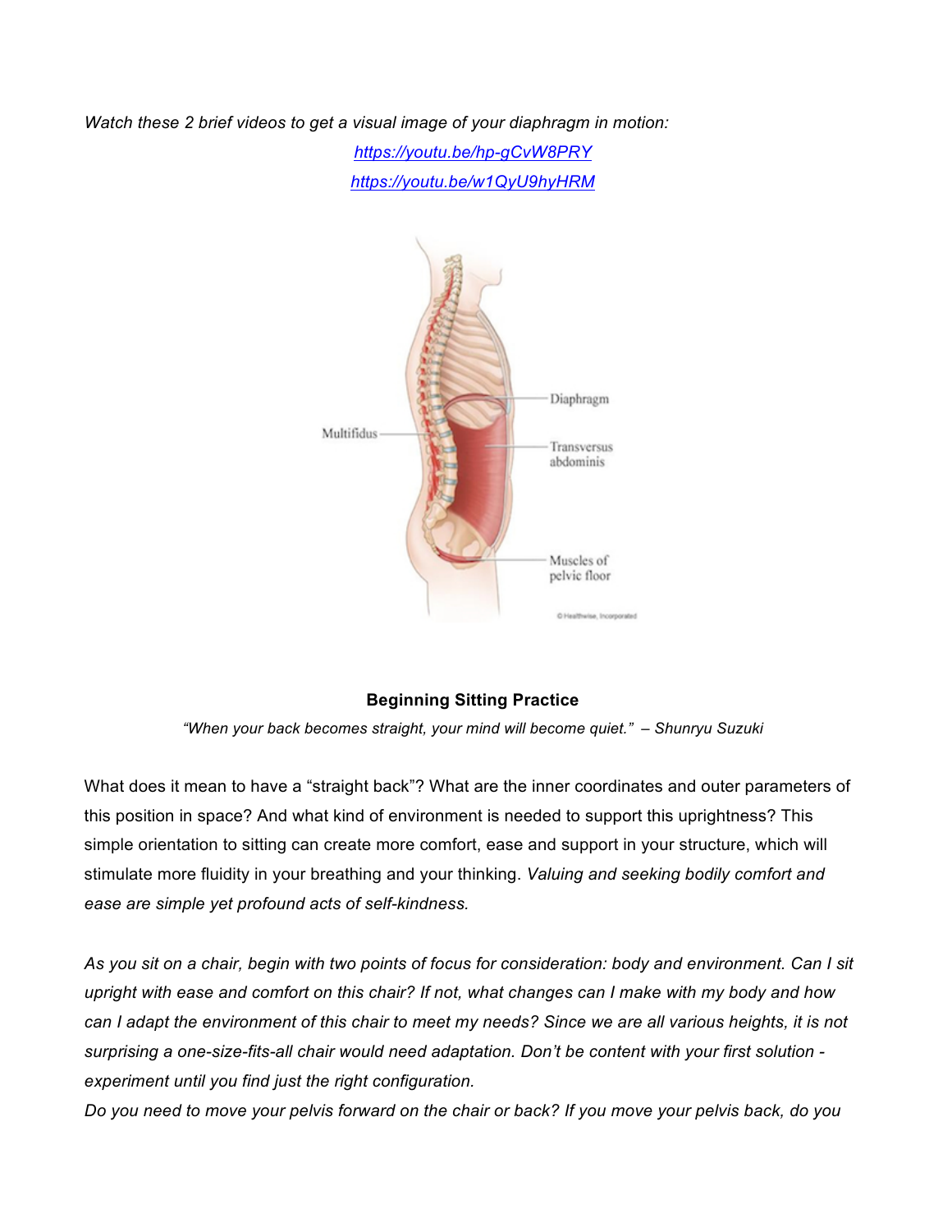*Watch these 2 brief videos to get a visual image of your diaphragm in motion:*

*https://youtu.be/hp-gCvW8PRY*

*https://youtu.be/w1QyU9hyHRM*

**Beginning Sitting Practice**

*"When your back becomes straight, your mind will become quiet." – Shunryu Suzuki*

What does it mean to have a "straight back"? What are the inner coordinates and outer parameters of this position in space? And what kind of environment is needed to support this uprightness? This simple orientation to sitting can create more comfort, ease and support in your structure, which will stimulate more fluidity in your breathing and your thinking. *Valuing and seeking bodily comfort and ease are simple yet profound acts of self-kindness.*

*As you sit on a chair, begin with two points of focus for consideration: body and environment. Can I sit upright with ease and comfort on this chair? If not, what changes can I make with my body and how can I adapt the environment of this chair to meet my needs? Since we are all various heights, it is not surprising a one-size-fits-all chair would need adaptation. Don't be content with your first solution - experiment until you find just the right configuration.*

*Do you need to move your pelvis forward on the chair or back? If you move your pelvis back, do you*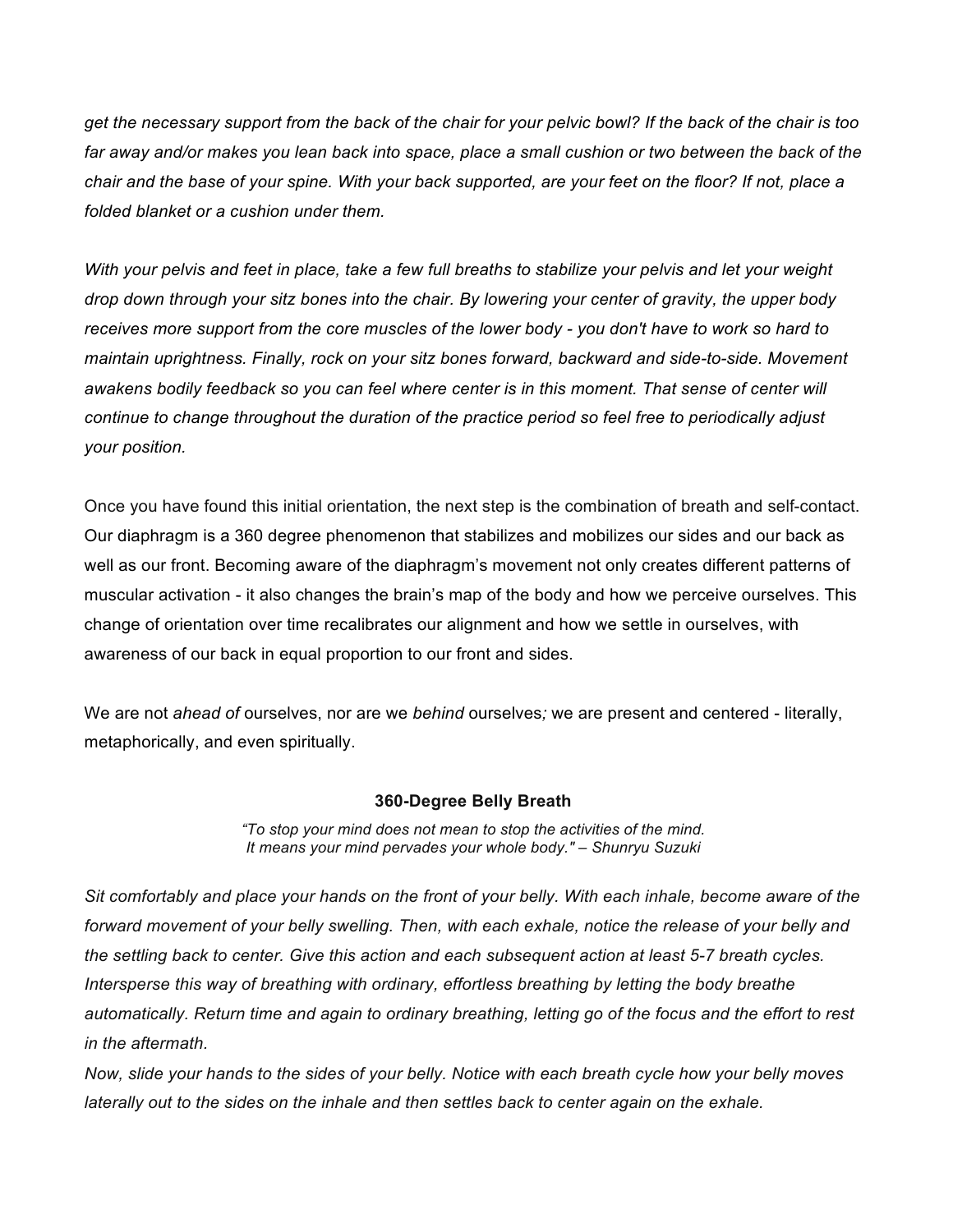*get the necessary support from the back of the chair for your pelvic bowl? If the back of the chair is too far away and/or makes you lean back into space, place a small cushion or two between the back of the chair and the base of your spine. With your back supported, are your feet on the floor? If not, place a folded blanket or a cushion under them.*

*With your pelvis and feet in place, take a few full breaths to stabilize your pelvis and let your weight drop down through your sitz bones into the chair. By lowering your center of gravity, the upper body receives more support from the core muscles of the lower body - you don't have to work so hard to maintain uprightness. Finally, rock on your sitz bones forward, backward and side-to-side. Movement awakens bodily feedback so you can feel where center is in this moment. That sense of center will continue to change throughout the duration of the practice period so feel free to periodically adjust your position.*

Once you have found this initial orientation, the next step is the combination of breath and self-contact. Our diaphragm is a 360 degree phenomenon that stabilizes and mobilizes our sides and our back as well as our front. Becoming aware of the diaphragm's movement not only creates different patterns of muscular activation - it also changes the brain's map of the body and how we perceive ourselves. This change of orientation over time recalibrates our alignment and how we settle in ourselves, with awareness of our back in equal proportion to our front and sides.

We are not *ahead of* ourselves, nor are we *behind* ourselves*;* we are present and centered - literally, metaphorically, and even spiritually.

### 360-Degree Belly Breath

*"To stop your mind does not mean to stop the activities of the mind. It means your mind pervades your whole body." – Shunryu Suzuki*

*Sit comfortably and place your hands on the front of your belly. With each inhale, become aware of the forward movement of your belly swelling. Then, with each exhale, notice the release of your belly and the settling back to center. Give this action and each subsequent action at least 5-7 breath cycles. Intersperse this way of breathing with ordinary, effortless breathing by letting the body breathe automatically. Return time and again to ordinary breathing, letting go of the focus and the effort to rest in the aftermath.*

*Now, slide your hands to the sides of your belly. Notice with each breath cycle how your belly moves laterally out to the sides on the inhale and then settles back to center again on the exhale.*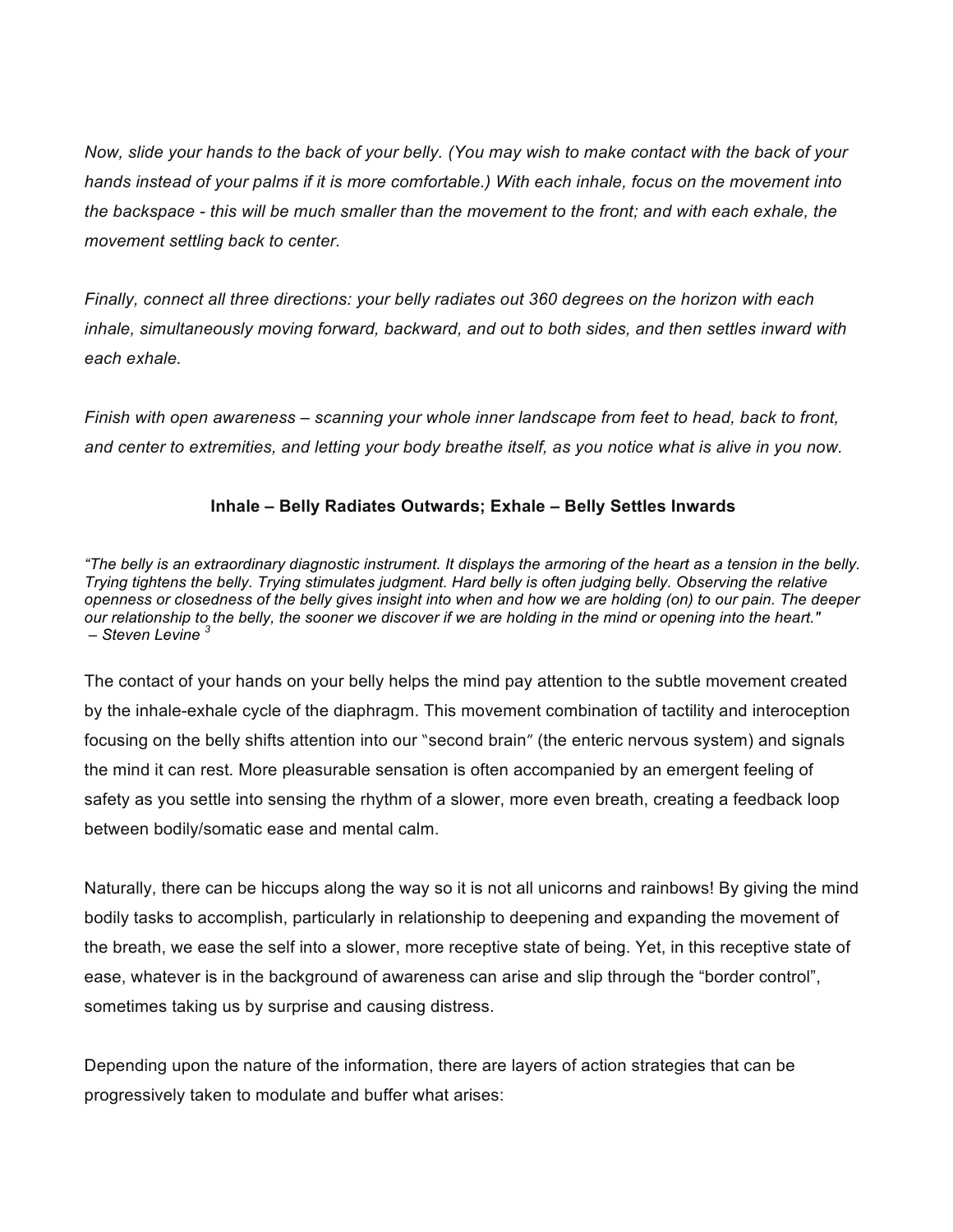*Now, slide your hands to the back of your belly. (You may wish to make contact with the back of your hands instead of your palms if it is more comfortable.) With each inhale, focus on the movement into the backspace - this will be much smaller than the movement to the front; and with each exhale, the movement settling back to center.*

*Finally, connect all three directions: your belly radiates out 360 degrees on the horizon with each inhale, simultaneously moving forward, backward, and out to both sides, and then settles inward with each exhale.*

*Finish with open awareness – scanning your whole inner landscape from feet to head, back to front, and center to extremities, and letting your body breathe itself, as you notice what is alive in you now.*

**Inhale – Belly Radiates Outwards; Exhale – Belly Settles Inwards**

*"The belly is an extraordinary diagnostic instrument. It displays the armoring of the heart as a tension in the belly. Trying tightens the belly. Trying stimulates judgment. Hard belly is often judging belly. Observing the relative openness or closedness of the belly gives insight into when and how we are holding (on) to our pain. The deeper our relationship to the belly, the sooner we discover if we are holding in the mind or opening into the heart."*
*– Steven Levine* [3]

The contact of your hands on your belly helps the mind pay attention to the subtle movement created by the inhale-exhale cycle of the diaphragm. This movement combination of tactility and interoception focusing on the belly shifts attention into our "second brain" (the enteric nervous system) and signals the mind it can rest. More pleasurable sensation is often accompanied by an emergent feeling of safety as you settle into sensing the rhythm of a slower, more even breath, creating a feedback loop between bodily/somatic ease and mental calm.

Naturally, there can be hiccups along the way so it is not all unicorns and rainbows! By giving the mind bodily tasks to accomplish, particularly in relationship to deepening and expanding the movement of the breath, we ease the self into a slower, more receptive state of being. Yet, in this receptive state of ease, whatever is in the background of awareness can arise and slip through the "border control", sometimes taking us by surprise and causing distress.

Depending upon the nature of the information, there are layers of action strategies that can be progressively taken to modulate and buffer what arises: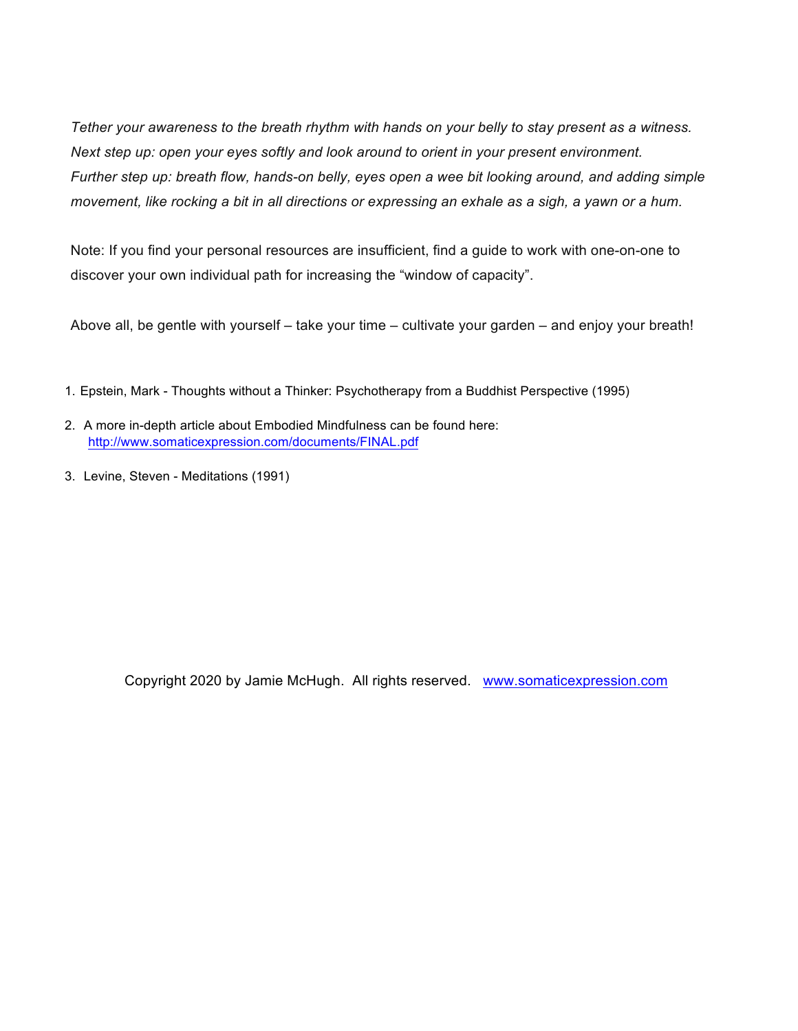*Tether your awareness to the breath rhythm with hands on your belly to stay present as a witness.*
*Next step up: open your eyes softly and look around to orient in your present environment.*
*Further step up: breath flow, hands-on belly, eyes open a wee bit looking around, and adding simple movement, like rocking a bit in all directions or expressing an exhale as a sigh, a yawn or a hum.*

Note: If you find your personal resources are insufficient, find a guide to work with one-on-one to discover your own individual path for increasing the "window of capacity".

Above all, be gentle with yourself – take your time – cultivate your garden – and enjoy your breath!

1. Epstein, Mark - Thoughts without a Thinker: Psychotherapy from a Buddhist Perspective (1995)

2. A more in-depth article about Embodied Mindfulness can be found here:
   http://www.somaticexpression.com/documents/FINAL.pdf

3. Levine, Steven - Meditations (1991)

Copyright 2020 by Jamie McHugh. All rights reserved. www.somaticexpression.com